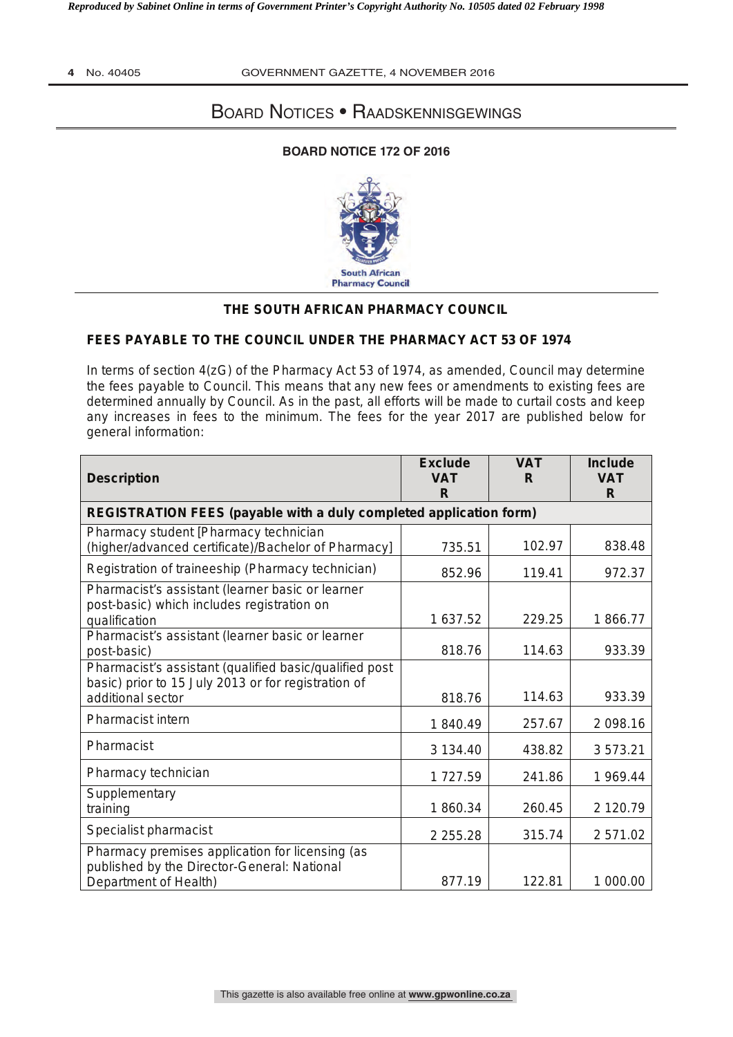## Board Notices • Raadskennisgewings

### BOARD NOTICE 172 OF 2016

South African Pharmacy Council

### THE SOUTH AFRICAN PHARMACY COUNCIL

### FEES PAYABLE TO THE COUNCIL UNDER THE PHARMACY ACT 53 OF 1974

In terms of section 4(zG) of the Pharmacy Act 53 of 1974, as amended, Council may determine the fees payable to Council. This means that any new fees or amendments to existing fees are determined annually by Council. As in the past, all efforts will be made to curtail costs and keep any increases in fees to the minimum. The fees for the year 2017 are published below for general information:

| Description | Exclude VAT R | VAT R | Include VAT R |
|---|---|---|---|
| **REGISTRATION FEES (payable with a duly completed application form)** | | | |
| Pharmacy student [Pharmacy technician (higher/advanced certificate)/Bachelor of Pharmacy] | 735.51 | 102.97 | 838.48 |
| Registration of traineeship (Pharmacy technician) | 852.96 | 119.41 | 972.37 |
| Pharmacist's assistant (learner basic or learner post-basic) which includes registration on qualification | 1 637.52 | 229.25 | 1 866.77 |
| Pharmacist's assistant (learner basic or learner post-basic) | 818.76 | 114.63 | 933.39 |
| Pharmacist's assistant (qualified basic/qualified post basic) prior to 15 July 2013 or for registration of additional sector | 818.76 | 114.63 | 933.39 |
| Pharmacist intern | 1 840.49 | 257.67 | 2 098.16 |
| Pharmacist | 3 134.40 | 438.82 | 3 573.21 |
| Pharmacy technician | 1 727.59 | 241.86 | 1 969.44 |
| Supplementary training | 1 860.34 | 260.45 | 2 120.79 |
| Specialist pharmacist | 2 255.28 | 315.74 | 2 571.02 |
| Pharmacy premises application for licensing (as published by the Director-General: National Department of Health) | 877.19 | 122.81 | 1 000.00 |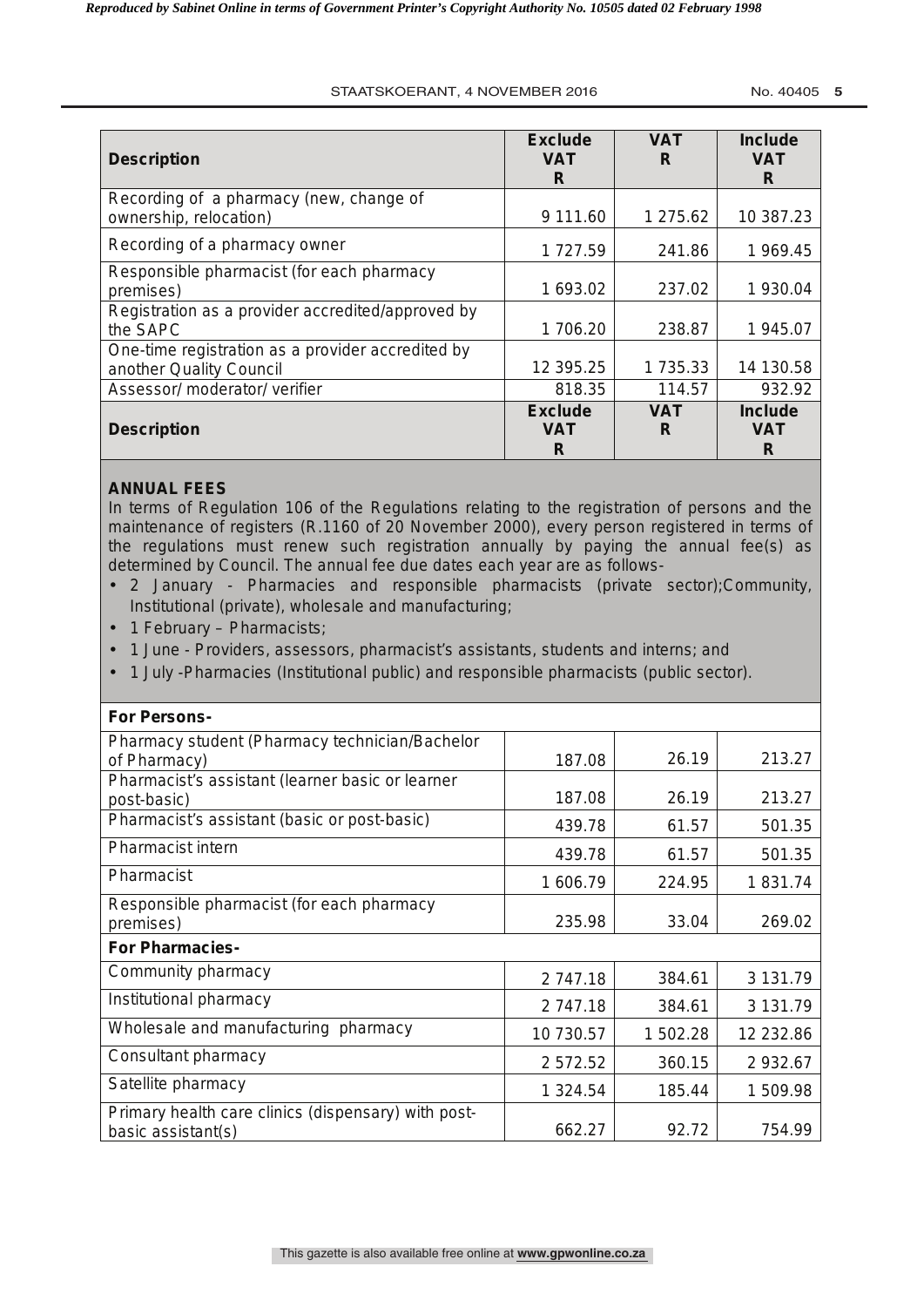| Description | Exclude VAT R | VAT R | Include VAT R |
|---|---|---|---|
| Recording of a pharmacy (new, change of ownership, relocation) | 9 111.60 | 1 275.62 | 10 387.23 |
| Recording of a pharmacy owner | 1 727.59 | 241.86 | 1 969.45 |
| Responsible pharmacist (for each pharmacy premises) | 1 693.02 | 237.02 | 1 930.04 |
| Registration as a provider accredited/approved by the SAPC | 1 706.20 | 238.87 | 1 945.07 |
| One-time registration as a provider accredited by another Quality Council | 12 395.25 | 1 735.33 | 14 130.58 |
| Assessor/ moderator/ verifier | 818.35 | 114.57 | 932.92 |

| Description | Exclude VAT R | VAT R | Include VAT R |
|---|---|---|---|
| **For Persons-** | | | |
| Pharmacy student (Pharmacy technician/Bachelor of Pharmacy) | 187.08 | 26.19 | 213.27 |
| Pharmacist's assistant (learner basic or learner post-basic) | 187.08 | 26.19 | 213.27 |
| Pharmacist's assistant (basic or post-basic) | 439.78 | 61.57 | 501.35 |
| Pharmacist intern | 439.78 | 61.57 | 501.35 |
| Pharmacist | 1 606.79 | 224.95 | 1 831.74 |
| Responsible pharmacist (for each pharmacy premises) | 235.98 | 33.04 | 269.02 |
| **For Pharmacies-** | | | |
| Community pharmacy | 2 747.18 | 384.61 | 3 131.79 |
| Institutional pharmacy | 2 747.18 | 384.61 | 3 131.79 |
| Wholesale and manufacturing pharmacy | 10 730.57 | 1 502.28 | 12 232.86 |
| Consultant pharmacy | 2 572.52 | 360.15 | 2 932.67 |
| Satellite pharmacy | 1 324.54 | 185.44 | 1 509.98 |
| Primary health care clinics (dispensary) with post-basic assistant(s) | 662.27 | 92.72 | 754.99 |

**ANNUAL FEES**

In terms of Regulation 106 of the Regulations relating to the registration of persons and the maintenance of registers (R.1160 of 20 November 2000), every person registered in terms of the regulations must renew such registration annually by paying the annual fee(s) as determined by Council. The annual fee due dates each year are as follows-

- 2 January - Pharmacies and responsible pharmacists (private sector);Community, Institutional (private), wholesale and manufacturing;
- 1 February – Pharmacists;
- 1 June - Providers, assessors, pharmacist's assistants, students and interns; and
- 1 July -Pharmacies (Institutional public) and responsible pharmacists (public sector).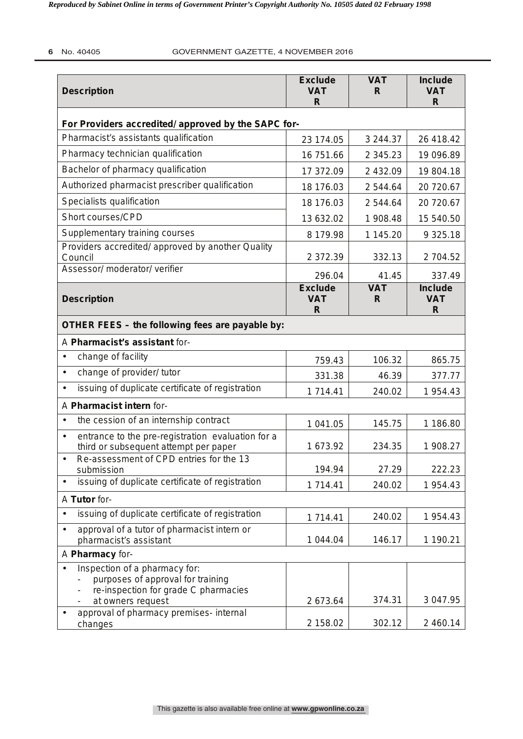| Description | Exclude VAT R | VAT R | Include VAT R |
|---|---|---|---|
| **For Providers accredited/approved by the SAPC for-** | | | |
| Pharmacist's assistants qualification | 23 174.05 | 3 244.37 | 26 418.42 |
| Pharmacy technician qualification | 16 751.66 | 2 345.23 | 19 096.89 |
| Bachelor of pharmacy qualification | 17 372.09 | 2 432.09 | 19 804.18 |
| Authorized pharmacist prescriber qualification | 18 176.03 | 2 544.64 | 20 720.67 |
| Specialists qualification | 18 176.03 | 2 544.64 | 20 720.67 |
| Short courses/CPD | 13 632.02 | 1 908.48 | 15 540.50 |
| Supplementary training courses | 8 179.98 | 1 145.20 | 9 325.18 |
| Providers accredited/approved by another Quality Council | 2 372.39 | 332.13 | 2 704.52 |
| Assessor/moderator/verifier | 296.04 | 41.45 | 337.49 |
| **Description** | **Exclude VAT R** | **VAT R** | **Include VAT R** |
| **OTHER FEES – the following fees are payable by:** | | | |
| A **Pharmacist's assistant** for- | | | |
| • change of facility | 759.43 | 106.32 | 865.75 |
| • change of provider/tutor | 331.38 | 46.39 | 377.77 |
| • issuing of duplicate certificate of registration | 1 714.41 | 240.02 | 1 954.43 |
| A **Pharmacist intern** for- | | | |
| • the cession of an internship contract | 1 041.05 | 145.75 | 1 186.80 |
| • entrance to the pre-registration evaluation for a third or subsequent attempt per paper | 1 673.92 | 234.35 | 1 908.27 |
| • Re-assessment of CPD entries for the 13 submission | 194.94 | 27.29 | 222.23 |
| • issuing of duplicate certificate of registration | 1 714.41 | 240.02 | 1 954.43 |
| A **Tutor** for- | | | |
| • issuing of duplicate certificate of registration | 1 714.41 | 240.02 | 1 954.43 |
| • approval of a tutor of pharmacist intern or pharmacist's assistant | 1 044.04 | 146.17 | 1 190.21 |
| A **Pharmacy** for- | | | |
| • Inspection of a pharmacy for: - purposes of approval for training - re-inspection for grade C pharmacies - at owners request | 2 673.64 | 374.31 | 3 047.95 |
| • approval of pharmacy premises- internal changes | 2 158.02 | 302.12 | 2 460.14 |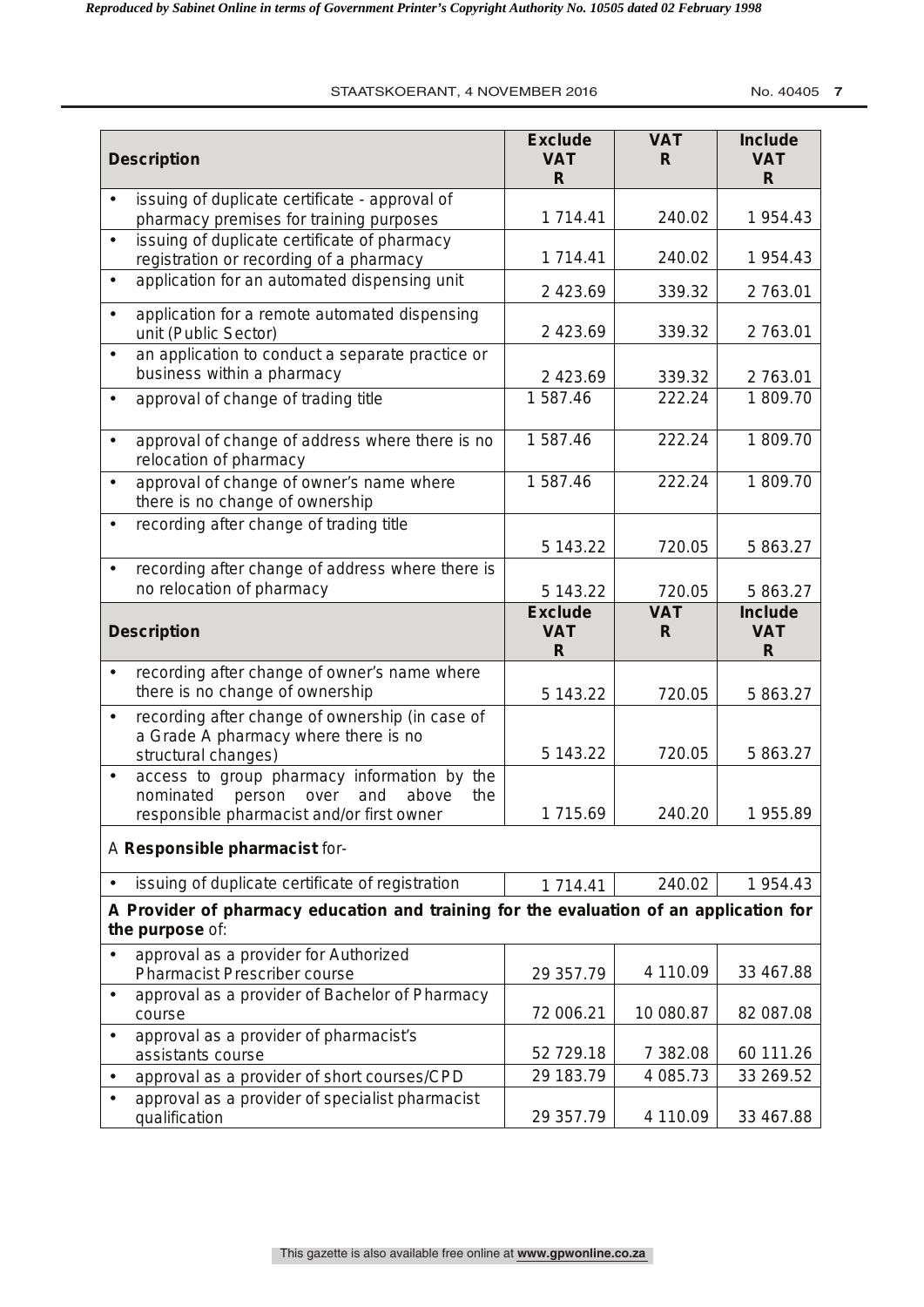| Description | Exclude VAT R | VAT R | Include VAT R |
|---|---|---|---|
| • issuing of duplicate certificate - approval of pharmacy premises for training purposes | 1 714.41 | 240.02 | 1 954.43 |
| • issuing of duplicate certificate of pharmacy registration or recording of a pharmacy | 1 714.41 | 240.02 | 1 954.43 |
| • application for an automated dispensing unit | 2 423.69 | 339.32 | 2 763.01 |
| • application for a remote automated dispensing unit (Public Sector) | 2 423.69 | 339.32 | 2 763.01 |
| • an application to conduct a separate practice or business within a pharmacy | 2 423.69 | 339.32 | 2 763.01 |
| • approval of change of trading title | 1 587.46 | 222.24 | 1 809.70 |
| • approval of change of address where there is no relocation of pharmacy | 1 587.46 | 222.24 | 1 809.70 |
| • approval of change of owner's name where there is no change of ownership | 1 587.46 | 222.24 | 1 809.70 |
| • recording after change of trading title | 5 143.22 | 720.05 | 5 863.27 |
| • recording after change of address where there is no relocation of pharmacy | 5 143.22 | 720.05 | 5 863.27 |
| **Description** | **Exclude VAT R** | **VAT R** | **Include VAT R** |
| • recording after change of owner's name where there is no change of ownership | 5 143.22 | 720.05 | 5 863.27 |
| • recording after change of ownership (in case of a Grade A pharmacy where there is no structural changes) | 5 143.22 | 720.05 | 5 863.27 |
| • access to group pharmacy information by the nominated person over and above the responsible pharmacist and/or first owner | 1 715.69 | 240.20 | 1 955.89 |
| A **Responsible pharmacist** for- | | | |
| • issuing of duplicate certificate of registration | 1 714.41 | 240.02 | 1 954.43 |
| **A Provider of pharmacy education and training for the evaluation of an application for the purpose** of: | | | |
| • approval as a provider for Authorized Pharmacist Prescriber course | 29 357.79 | 4 110.09 | 33 467.88 |
| • approval as a provider of Bachelor of Pharmacy course | 72 006.21 | 10 080.87 | 82 087.08 |
| • approval as a provider of pharmacist's assistants course | 52 729.18 | 7 382.08 | 60 111.26 |
| • approval as a provider of short courses/CPD | 29 183.79 | 4 085.73 | 33 269.52 |
| • approval as a provider of specialist pharmacist qualification | 29 357.79 | 4 110.09 | 33 467.88 |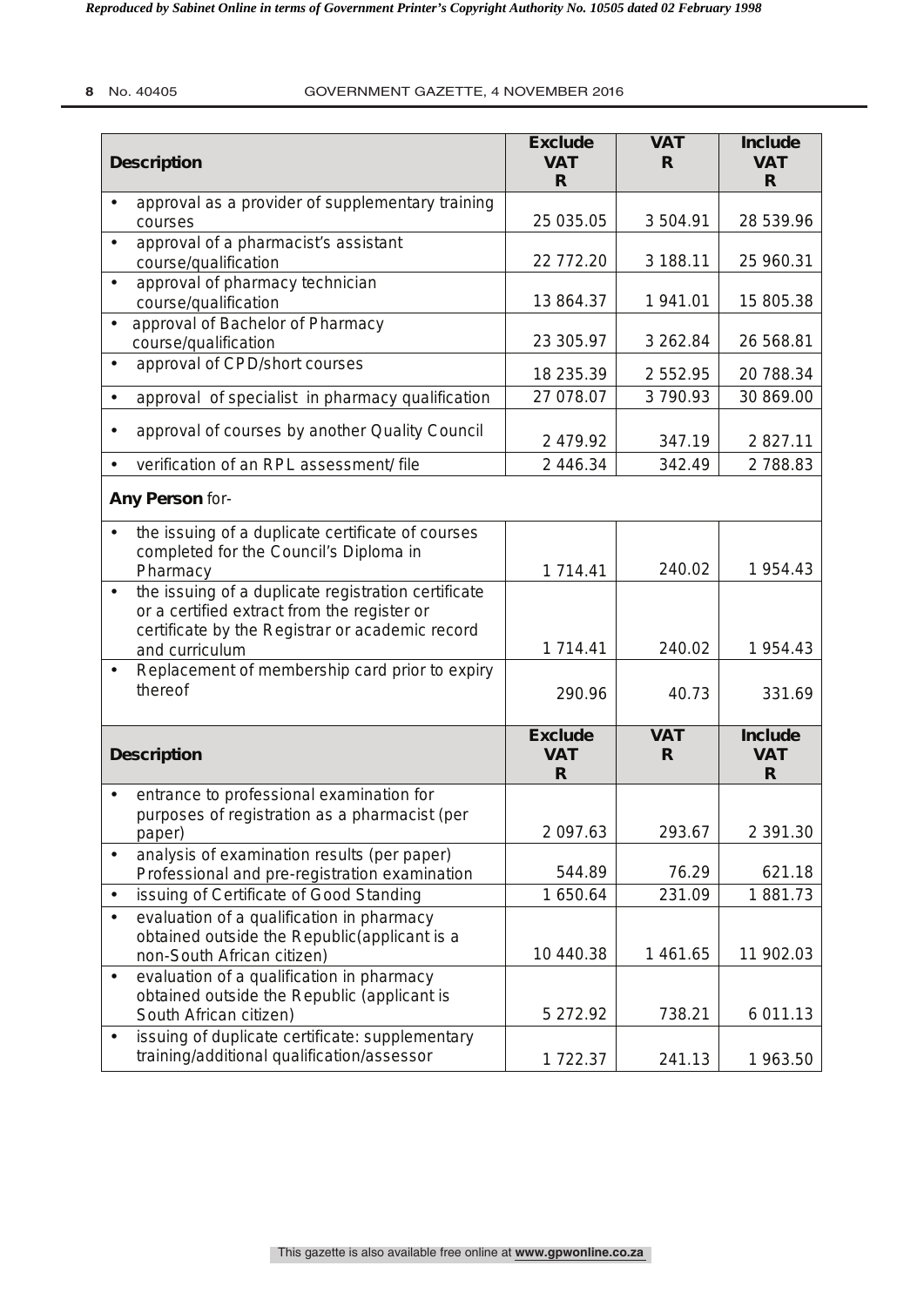| Description | Exclude VAT R | VAT R | Include VAT R |
|---|---|---|---|
| • approval as a provider of supplementary training courses | 25 035.05 | 3 504.91 | 28 539.96 |
| • approval of a pharmacist's assistant course/qualification | 22 772.20 | 3 188.11 | 25 960.31 |
| • approval of pharmacy technician course/qualification | 13 864.37 | 1 941.01 | 15 805.38 |
| • approval of Bachelor of Pharmacy course/qualification | 23 305.97 | 3 262.84 | 26 568.81 |
| • approval of CPD/short courses | 18 235.39 | 2 552.95 | 20 788.34 |
| • approval of specialist in pharmacy qualification | 27 078.07 | 3 790.93 | 30 869.00 |
| • approval of courses by another Quality Council | 2 479.92 | 347.19 | 2 827.11 |
| • verification of an RPL assessment/ file | 2 446.34 | 342.49 | 2 788.83 |
| **Any Person** for- | | | |
| • the issuing of a duplicate certificate of courses completed for the Council's Diploma in Pharmacy | 1 714.41 | 240.02 | 1 954.43 |
| • the issuing of a duplicate registration certificate or a certified extract from the register or certificate by the Registrar or academic record and curriculum | 1 714.41 | 240.02 | 1 954.43 |
| • Replacement of membership card prior to expiry thereof | 290.96 | 40.73 | 331.69 |

| Description | Exclude VAT R | VAT R | Include VAT R |
|---|---|---|---|
| • entrance to professional examination for purposes of registration as a pharmacist (per paper) | 2 097.63 | 293.67 | 2 391.30 |
| • analysis of examination results (per paper) Professional and pre-registration examination | 544.89 | 76.29 | 621.18 |
| • issuing of Certificate of Good Standing | 1 650.64 | 231.09 | 1 881.73 |
| • evaluation of a qualification in pharmacy obtained outside the Republic(applicant is a non-South African citizen) | 10 440.38 | 1 461.65 | 11 902.03 |
| • evaluation of a qualification in pharmacy obtained outside the Republic (applicant is South African citizen) | 5 272.92 | 738.21 | 6 011.13 |
| • issuing of duplicate certificate: supplementary training/additional qualification/assessor | 1 722.37 | 241.13 | 1 963.50 |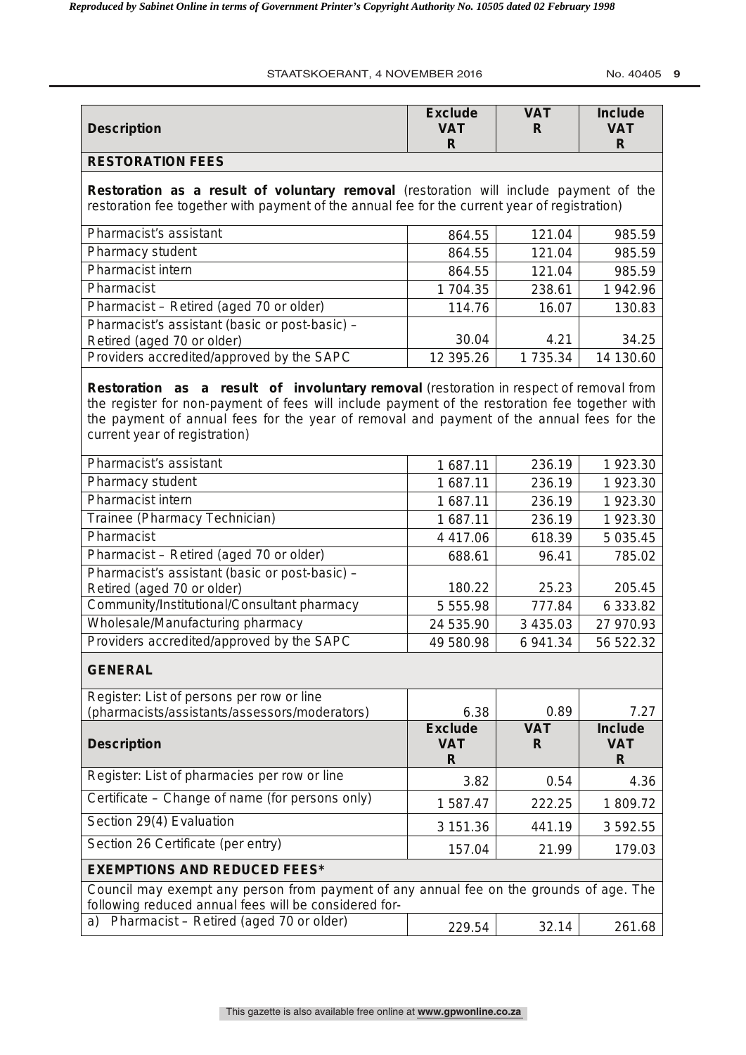| Description | Exclude VAT R | VAT R | Include VAT R |
|---|---|---|---|
| **RESTORATION FEES** | | | |
| **Restoration as a result of voluntary removal** (restoration will include payment of the restoration fee together with payment of the annual fee for the current year of registration) | | | |
| Pharmacist's assistant | 864.55 | 121.04 | 985.59 |
| Pharmacy student | 864.55 | 121.04 | 985.59 |
| Pharmacist intern | 864.55 | 121.04 | 985.59 |
| Pharmacist | 1 704.35 | 238.61 | 1 942.96 |
| Pharmacist – Retired (aged 70 or older) | 114.76 | 16.07 | 130.83 |
| Pharmacist's assistant (basic or post-basic) – Retired (aged 70 or older) | 30.04 | 4.21 | 34.25 |
| Providers accredited/approved by the SAPC | 12 395.26 | 1 735.34 | 14 130.60 |
| **Restoration as a result of involuntary removal** (restoration in respect of removal from the register for non-payment of fees will include payment of the restoration fee together with the payment of annual fees for the year of removal and payment of the annual fees for the current year of registration) | | | |
| Pharmacist's assistant | 1 687.11 | 236.19 | 1 923.30 |
| Pharmacy student | 1 687.11 | 236.19 | 1 923.30 |
| Pharmacist intern | 1 687.11 | 236.19 | 1 923.30 |
| Trainee (Pharmacy Technician) | 1 687.11 | 236.19 | 1 923.30 |
| Pharmacist | 4 417.06 | 618.39 | 5 035.45 |
| Pharmacist – Retired (aged 70 or older) | 688.61 | 96.41 | 785.02 |
| Pharmacist's assistant (basic or post-basic) – Retired (aged 70 or older) | 180.22 | 25.23 | 205.45 |
| Community/Institutional/Consultant pharmacy | 5 555.98 | 777.84 | 6 333.82 |
| Wholesale/Manufacturing pharmacy | 24 535.90 | 3 435.03 | 27 970.93 |
| Providers accredited/approved by the SAPC | 49 580.98 | 6 941.34 | 56 522.32 |
| **GENERAL** | | | |
| Register: List of persons per row or line (pharmacists/assistants/assessors/moderators) | 6.38 | 0.89 | 7.27 |
| **Description** | **Exclude VAT R** | **VAT R** | **Include VAT R** |
| Register: List of pharmacies per row or line | 3.82 | 0.54 | 4.36 |
| Certificate – Change of name (for persons only) | 1 587.47 | 222.25 | 1 809.72 |
| Section 29(4) Evaluation | 3 151.36 | 441.19 | 3 592.55 |
| Section 26 Certificate (per entry) | 157.04 | 21.99 | 179.03 |
| **EXEMPTIONS AND REDUCED FEES*** | | | |
| Council may exempt any person from payment of any annual fee on the grounds of age. The following reduced annual fees will be considered for- | | | |
| a) Pharmacist – Retired (aged 70 or older) | 229.54 | 32.14 | 261.68 |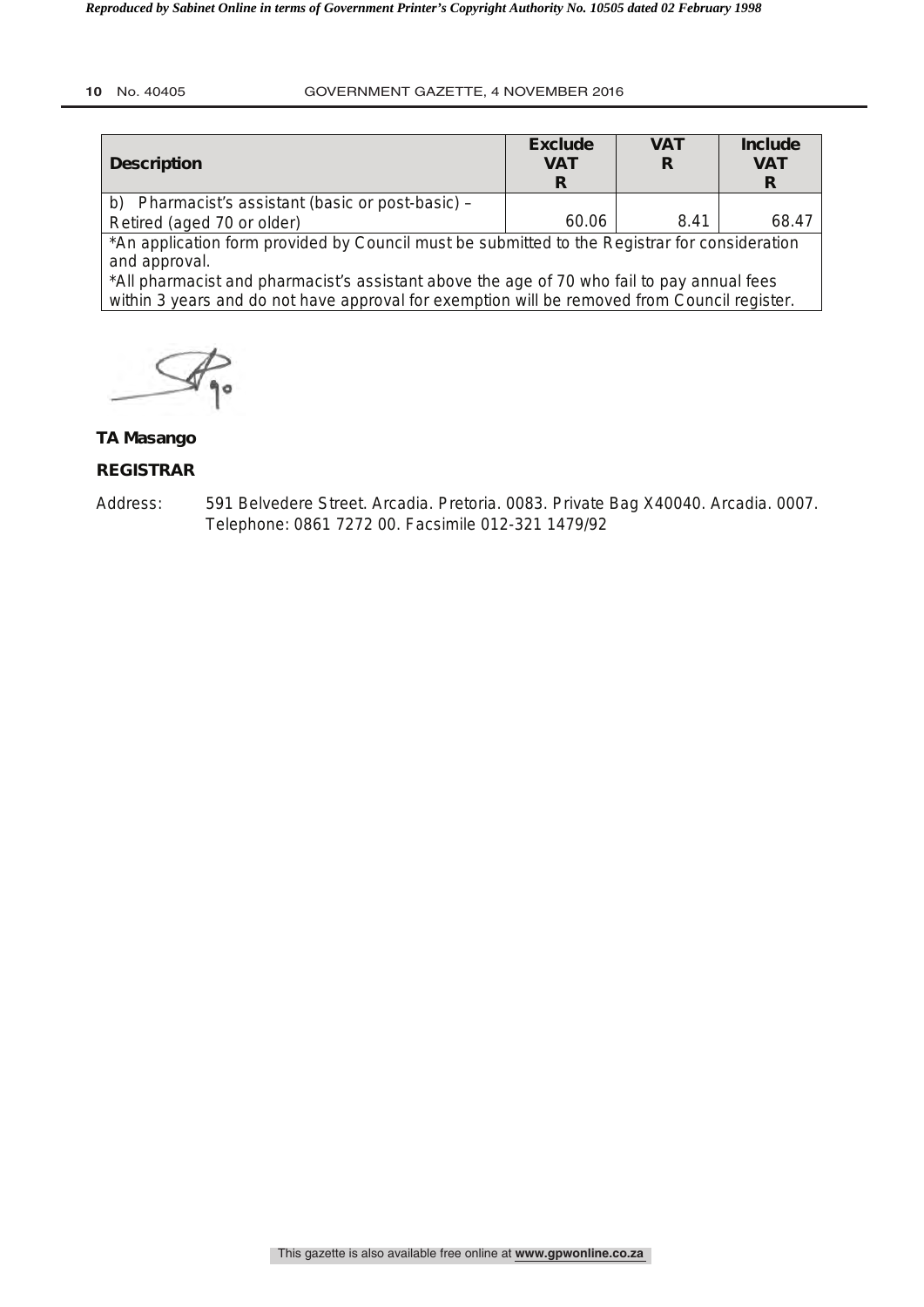| Description | Exclude VAT R | VAT R | Include VAT R |
|---|---|---|---|
| b) Pharmacist's assistant (basic or post-basic) – Retired (aged 70 or older) | 60.06 | 8.41 | 68.47 |
| *An application form provided by Council must be submitted to the Registrar for consideration and approval. *All pharmacist and pharmacist's assistant above the age of 70 who fail to pay annual fees within 3 years and do not have approval for exemption will be removed from Council register. | | | |

**TA Masango**

**REGISTRAR**

Address: 591 Belvedere Street. Arcadia. Pretoria. 0083. Private Bag X40040. Arcadia. 0007. Telephone: 0861 7272 00. Facsimile 012-321 1479/92